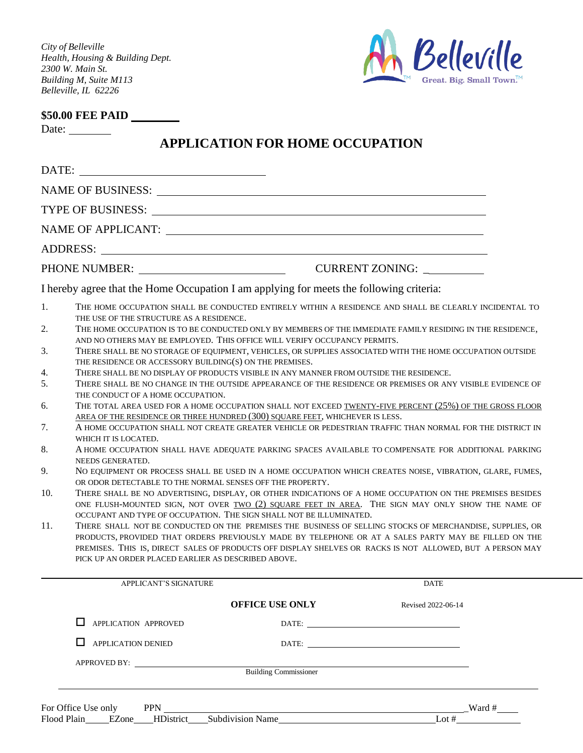*City of Belleville*
*Health, Housing & Building Dept.*
*2300 W. Main St.*
*Building M, Suite M113*
*Belleville, IL 62226*

Belleville
Great. Big. Small Town.™

**$50.00 FEE PAID** ________

Date: ________

# APPLICATION FOR HOME OCCUPATION

DATE: ______________________________

NAME OF BUSINESS: ______________________________

TYPE OF BUSINESS: ______________________________

NAME OF APPLICANT: ______________________________

ADDRESS: ______________________________

PHONE NUMBER: ______________________ CURRENT ZONING: __________

I hereby agree that the Home Occupation I am applying for meets the following criteria:

1. THE HOME OCCUPATION SHALL BE CONDUCTED ENTIRELY WITHIN A RESIDENCE AND SHALL BE CLEARLY INCIDENTAL TO THE USE OF THE STRUCTURE AS A RESIDENCE.
2. THE HOME OCCUPATION IS TO BE CONDUCTED ONLY BY MEMBERS OF THE IMMEDIATE FAMILY RESIDING IN THE RESIDENCE, AND NO OTHERS MAY BE EMPLOYED. THIS OFFICE WILL VERIFY OCCUPANCY PERMITS.
3. THERE SHALL BE NO STORAGE OF EQUIPMENT, VEHICLES, OR SUPPLIES ASSOCIATED WITH THE HOME OCCUPATION OUTSIDE THE RESIDENCE OR ACCESSORY BUILDING(S) ON THE PREMISES.
4. THERE SHALL BE NO DISPLAY OF PRODUCTS VISIBLE IN ANY MANNER FROM OUTSIDE THE RESIDENCE.
5. THERE SHALL BE NO CHANGE IN THE OUTSIDE APPEARANCE OF THE RESIDENCE OR PREMISES OR ANY VISIBLE EVIDENCE OF THE CONDUCT OF A HOME OCCUPATION.
6. THE TOTAL AREA USED FOR A HOME OCCUPATION SHALL NOT EXCEED <u>TWENTY-FIVE PERCENT (25%) OF THE GROSS FLOOR AREA OF THE RESIDENCE OR THREE HUNDRED (300) SQUARE FEET</u>, WHICHEVER IS LESS.
7. A HOME OCCUPATION SHALL NOT CREATE GREATER VEHICLE OR PEDESTRIAN TRAFFIC THAN NORMAL FOR THE DISTRICT IN WHICH IT IS LOCATED.
8. A HOME OCCUPATION SHALL HAVE ADEQUATE PARKING SPACES AVAILABLE TO COMPENSATE FOR ADDITIONAL PARKING NEEDS GENERATED.
9. NO EQUIPMENT OR PROCESS SHALL BE USED IN A HOME OCCUPATION WHICH CREATES NOISE, VIBRATION, GLARE, FUMES, OR ODOR DETECTABLE TO THE NORMAL SENSES OFF THE PROPERTY.
10. THERE SHALL BE NO ADVERTISING, DISPLAY, OR OTHER INDICATIONS OF A HOME OCCUPATION ON THE PREMISES BESIDES ONE FLUSH-MOUNTED SIGN, NOT OVER <u>TWO (2) SQUARE FEET IN AREA</u>. THE SIGN MAY ONLY SHOW THE NAME OF OCCUPANT AND TYPE OF OCCUPATION. THE SIGN SHALL NOT BE ILLUMINATED.
11. THERE SHALL NOT BE CONDUCTED ON THE PREMISES THE BUSINESS OF SELLING STOCKS OF MERCHANDISE, SUPPLIES, OR PRODUCTS, PROVIDED THAT ORDERS PREVIOUSLY MADE BY TELEPHONE OR AT A SALES PARTY MAY BE FILLED ON THE PREMISES. THIS IS, DIRECT SALES OF PRODUCTS OFF DISPLAY SHELVES OR RACKS IS NOT ALLOWED, BUT A PERSON MAY PICK UP AN ORDER PLACED EARLIER AS DESCRIBED ABOVE.

______________________________ ______________
APPLICANT'S SIGNATURE DATE

**OFFICE USE ONLY** Revised 2022-06-14

☐ APPLICATION APPROVED DATE: ______________________

☐ APPLICATION DENIED DATE: ______________________

APPROVED BY: ______________________________
Building Commissioner

For Office Use only PPN ______________________________ Ward # ____

Flood Plain_____ EZone____ HDistrict____ Subdivision Name______________________ Lot #__________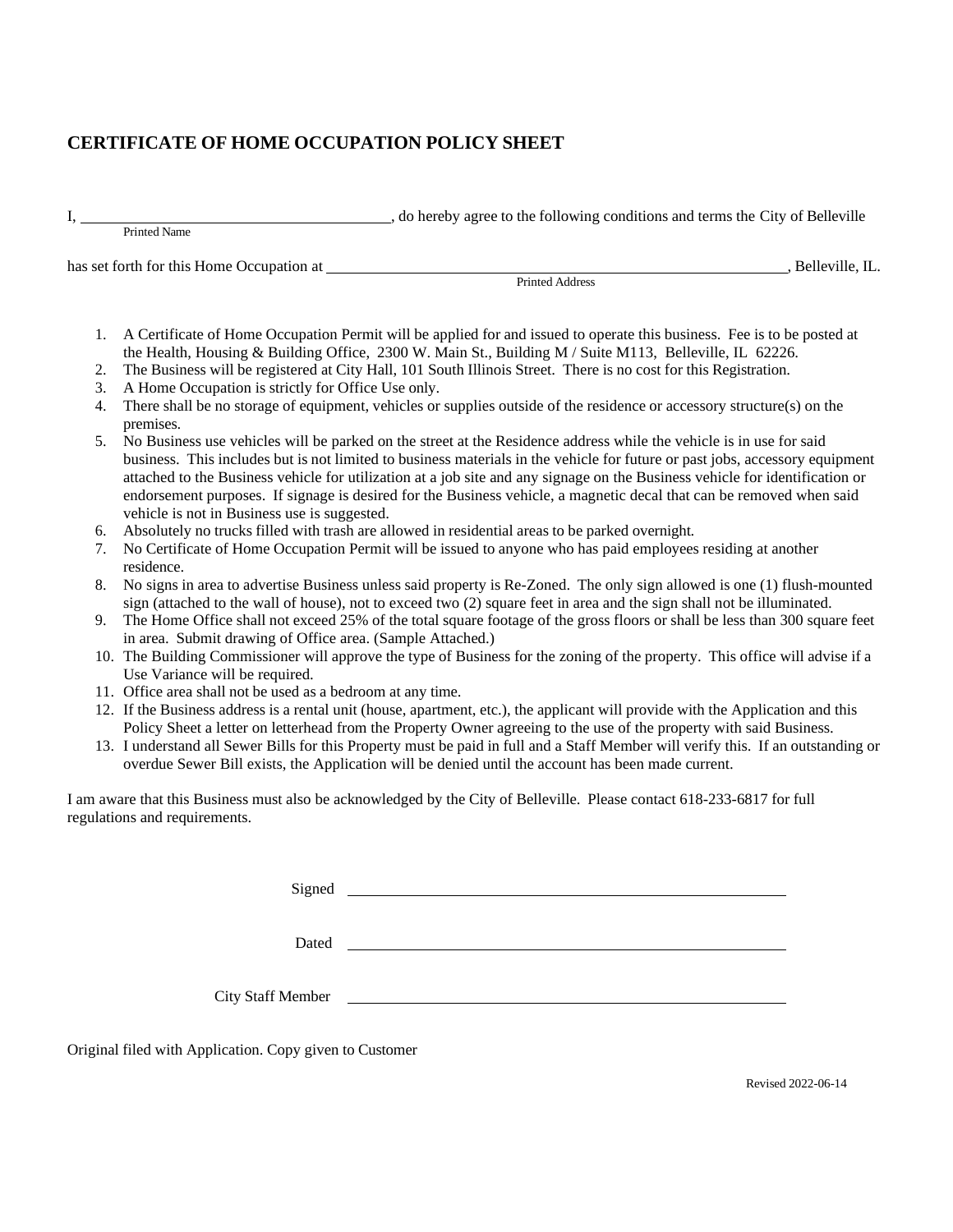# CERTIFICATE OF HOME OCCUPATION POLICY SHEET

I, \_\_\_\_\_\_\_\_\_\_\_\_\_\_\_\_\_\_\_\_\_\_\_\_\_\_\_\_\_\_\_\_\_\_\_\_\_\_\_\_, do hereby agree to the following conditions and terms the City of Belleville
Printed Name

has set forth for this Home Occupation at \_\_\_\_\_\_\_\_\_\_\_\_\_\_\_\_\_\_\_\_\_\_\_\_\_\_\_\_\_\_\_\_\_\_\_\_\_\_\_\_\_\_\_\_\_\_\_\_\_\_\_\_\_\_\_\_\_\_\_\_, Belleville, IL.
Printed Address

1. A Certificate of Home Occupation Permit will be applied for and issued to operate this business. Fee is to be posted at the Health, Housing & Building Office, 2300 W. Main St., Building M / Suite M113, Belleville, IL 62226.
2. The Business will be registered at City Hall, 101 South Illinois Street. There is no cost for this Registration.
3. A Home Occupation is strictly for Office Use only.
4. There shall be no storage of equipment, vehicles or supplies outside of the residence or accessory structure(s) on the premises.
5. No Business use vehicles will be parked on the street at the Residence address while the vehicle is in use for said business. This includes but is not limited to business materials in the vehicle for future or past jobs, accessory equipment attached to the Business vehicle for utilization at a job site and any signage on the Business vehicle for identification or endorsement purposes. If signage is desired for the Business vehicle, a magnetic decal that can be removed when said vehicle is not in Business use is suggested.
6. Absolutely no trucks filled with trash are allowed in residential areas to be parked overnight.
7. No Certificate of Home Occupation Permit will be issued to anyone who has paid employees residing at another residence.
8. No signs in area to advertise Business unless said property is Re-Zoned. The only sign allowed is one (1) flush-mounted sign (attached to the wall of house), not to exceed two (2) square feet in area and the sign shall not be illuminated.
9. The Home Office shall not exceed 25% of the total square footage of the gross floors or shall be less than 300 square feet in area. Submit drawing of Office area. (Sample Attached.)
10. The Building Commissioner will approve the type of Business for the zoning of the property. This office will advise if a Use Variance will be required.
11. Office area shall not be used as a bedroom at any time.
12. If the Business address is a rental unit (house, apartment, etc.), the applicant will provide with the Application and this Policy Sheet a letter on letterhead from the Property Owner agreeing to the use of the property with said Business.
13. I understand all Sewer Bills for this Property must be paid in full and a Staff Member will verify this. If an outstanding or overdue Sewer Bill exists, the Application will be denied until the account has been made current.

I am aware that this Business must also be acknowledged by the City of Belleville. Please contact 618-233-6817 for full regulations and requirements.

Signed \_\_\_\_\_\_\_\_\_\_\_\_\_\_\_\_\_\_\_\_\_\_\_\_\_\_\_\_\_\_\_\_\_\_\_\_\_\_\_\_\_\_\_\_\_\_\_\_

Dated \_\_\_\_\_\_\_\_\_\_\_\_\_\_\_\_\_\_\_\_\_\_\_\_\_\_\_\_\_\_\_\_\_\_\_\_\_\_\_\_\_\_\_\_\_\_\_\_

City Staff Member \_\_\_\_\_\_\_\_\_\_\_\_\_\_\_\_\_\_\_\_\_\_\_\_\_\_\_\_\_\_\_\_\_\_\_\_\_\_\_\_\_\_\_\_\_\_\_\_

Original filed with Application. Copy given to Customer

Revised 2022-06-14